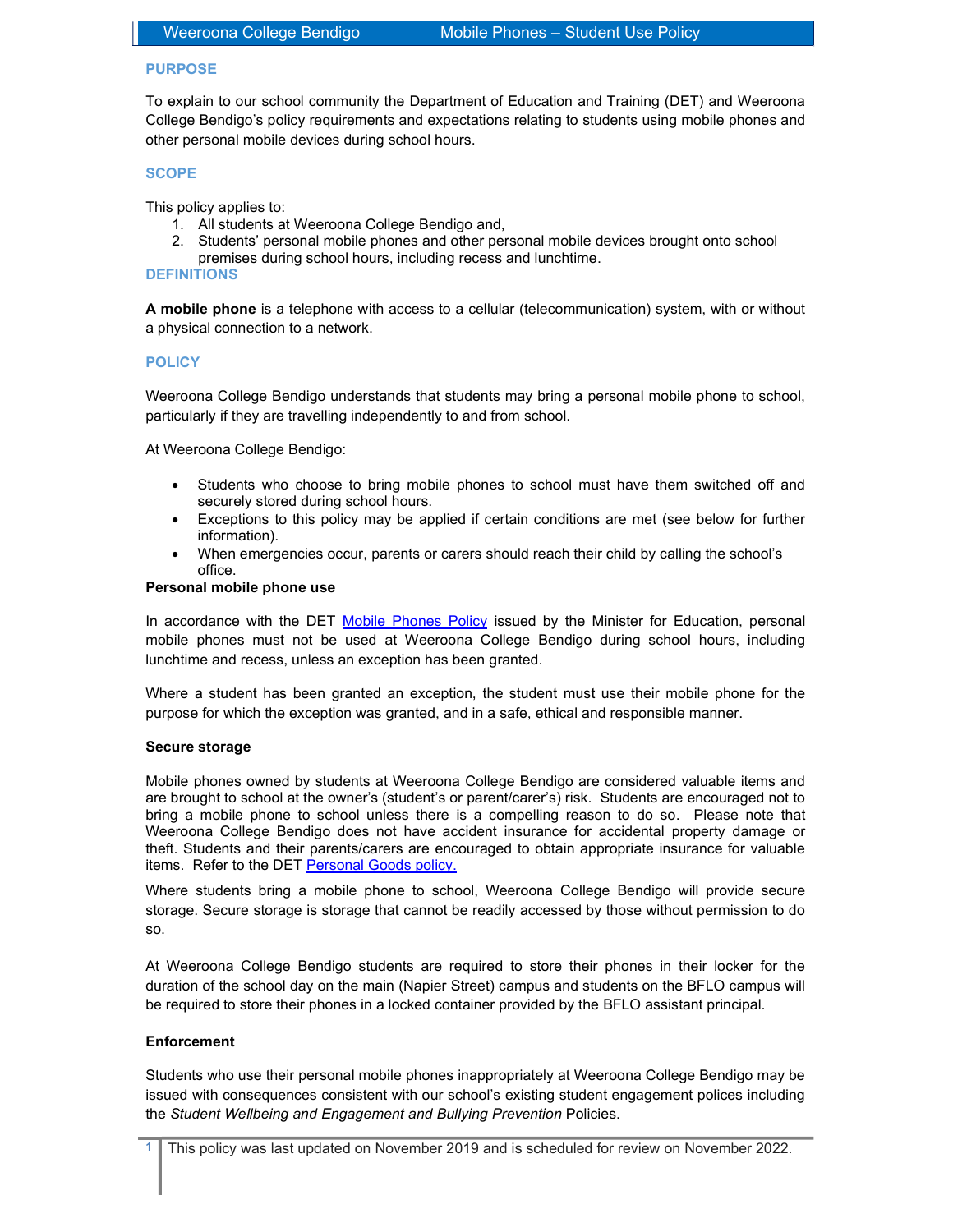## PURPOSE

To explain to our school community the Department of Education and Training (DET) and Weeroona College Bendigo's policy requirements and expectations relating to students using mobile phones and other personal mobile devices during school hours.

## SCOPE

This policy applies to:

1. All students at Weeroona College Bendigo and,
2. Students' personal mobile phones and other personal mobile devices brought onto school premises during school hours, including recess and lunchtime.

## DEFINITIONS

**A mobile phone** is a telephone with access to a cellular (telecommunication) system, with or without a physical connection to a network.

## POLICY

Weeroona College Bendigo understands that students may bring a personal mobile phone to school, particularly if they are travelling independently to and from school.

At Weeroona College Bendigo:

- Students who choose to bring mobile phones to school must have them switched off and securely stored during school hours.
- Exceptions to this policy may be applied if certain conditions are met (see below for further information).
- When emergencies occur, parents or carers should reach their child by calling the school's office.

### Personal mobile phone use

In accordance with the DET Mobile Phones Policy issued by the Minister for Education, personal mobile phones must not be used at Weeroona College Bendigo during school hours, including lunchtime and recess, unless an exception has been granted.

Where a student has been granted an exception, the student must use their mobile phone for the purpose for which the exception was granted, and in a safe, ethical and responsible manner.

### Secure storage

Mobile phones owned by students at Weeroona College Bendigo are considered valuable items and are brought to school at the owner's (student's or parent/carer's) risk. Students are encouraged not to bring a mobile phone to school unless there is a compelling reason to do so. Please note that Weeroona College Bendigo does not have accident insurance for accidental property damage or theft. Students and their parents/carers are encouraged to obtain appropriate insurance for valuable items. Refer to the DET Personal Goods policy.

Where students bring a mobile phone to school, Weeroona College Bendigo will provide secure storage. Secure storage is storage that cannot be readily accessed by those without permission to do so.

At Weeroona College Bendigo students are required to store their phones in their locker for the duration of the school day on the main (Napier Street) campus and students on the BFLO campus will be required to store their phones in a locked container provided by the BFLO assistant principal.

### Enforcement

Students who use their personal mobile phones inappropriately at Weeroona College Bendigo may be issued with consequences consistent with our school's existing student engagement polices including the *Student Wellbeing and Engagement and Bullying Prevention* Policies.

This policy was last updated on November 2019 and is scheduled for review on November 2022.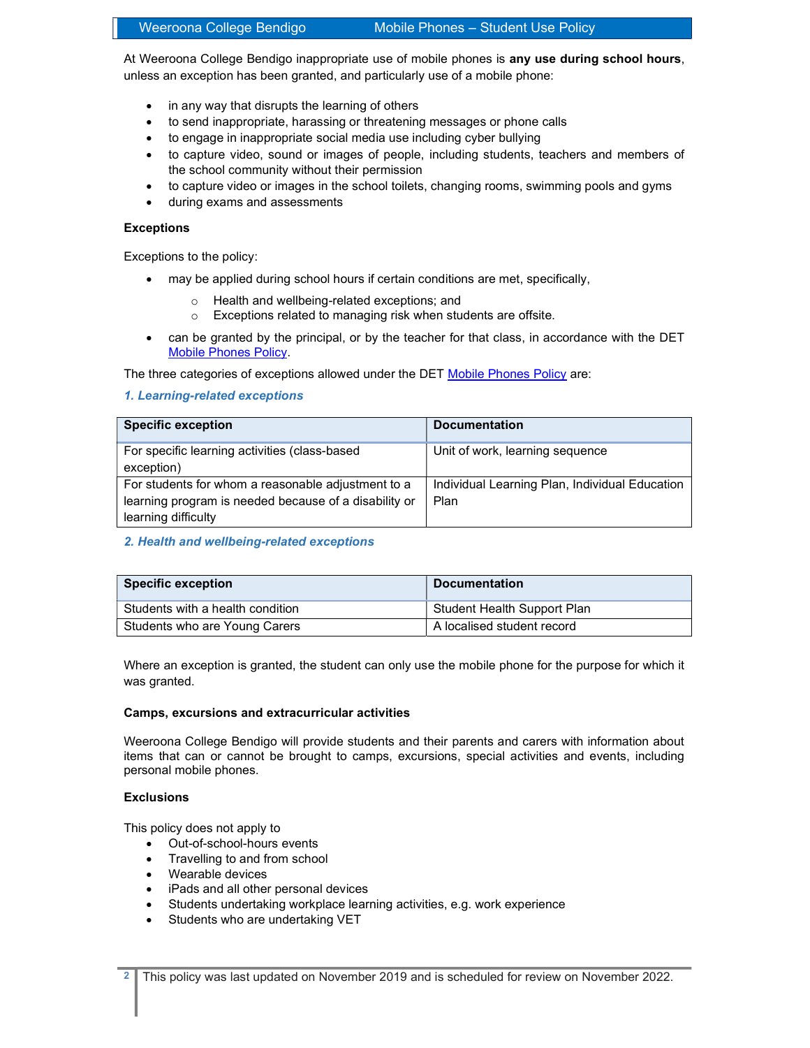At Weeroona College Bendigo inappropriate use of mobile phones is **any use during school hours**, unless an exception has been granted, and particularly use of a mobile phone:

- in any way that disrupts the learning of others
- to send inappropriate, harassing or threatening messages or phone calls
- to engage in inappropriate social media use including cyber bullying
- to capture video, sound or images of people, including students, teachers and members of the school community without their permission
- to capture video or images in the school toilets, changing rooms, swimming pools and gyms
- during exams and assessments

**Exceptions**

Exceptions to the policy:

- may be applied during school hours if certain conditions are met, specifically,
  - Health and wellbeing-related exceptions; and
  - Exceptions related to managing risk when students are offsite.
- can be granted by the principal, or by the teacher for that class, in accordance with the DET Mobile Phones Policy.

The three categories of exceptions allowed under the DET Mobile Phones Policy are:

***1. Learning-related exceptions***

| Specific exception | Documentation |
|---|---|
| For specific learning activities (class-based exception) | Unit of work, learning sequence |
| For students for whom a reasonable adjustment to a learning program is needed because of a disability or learning difficulty | Individual Learning Plan, Individual Education Plan |

***2. Health and wellbeing-related exceptions***

| Specific exception | Documentation |
|---|---|
| Students with a health condition | Student Health Support Plan |
| Students who are Young Carers | A localised student record |

Where an exception is granted, the student can only use the mobile phone for the purpose for which it was granted.

**Camps, excursions and extracurricular activities**

Weeroona College Bendigo will provide students and their parents and carers with information about items that can or cannot be brought to camps, excursions, special activities and events, including personal mobile phones.

**Exclusions**

This policy does not apply to

- Out-of-school-hours events
- Travelling to and from school
- Wearable devices
- iPads and all other personal devices
- Students undertaking workplace learning activities, e.g. work experience
- Students who are undertaking VET

This policy was last updated on November 2019 and is scheduled for review on November 2022.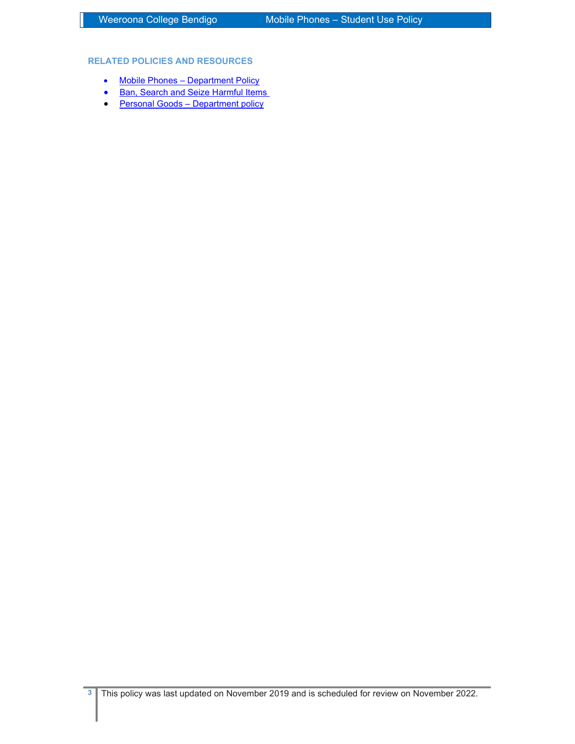## RELATED POLICIES AND RESOURCES

- Mobile Phones – Department Policy
- Ban, Search and Seize Harmful Items
- Personal Goods – Department policy

This policy was last updated on November 2019 and is scheduled for review on November 2022.